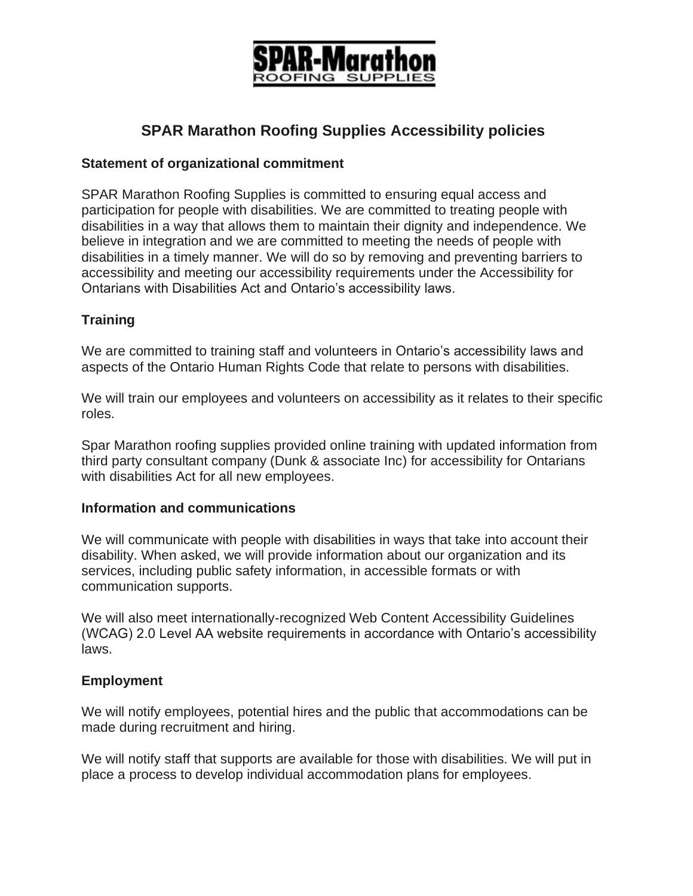# SPAR Marathon Roofing Supplies Accessibility policies

**Statement of organizational commitment**

SPAR Marathon Roofing Supplies is committed to ensuring equal access and participation for people with disabilities. We are committed to treating people with disabilities in a way that allows them to maintain their dignity and independence. We believe in integration and we are committed to meeting the needs of people with disabilities in a timely manner. We will do so by removing and preventing barriers to accessibility and meeting our accessibility requirements under the Accessibility for Ontarians with Disabilities Act and Ontario's accessibility laws.

## Training

We are committed to training staff and volunteers in Ontario's accessibility laws and aspects of the Ontario Human Rights Code that relate to persons with disabilities.

We will train our employees and volunteers on accessibility as it relates to their specific roles.

Spar Marathon roofing supplies provided online training with updated information from third party consultant company (Dunk & associate Inc) for accessibility for Ontarians with disabilities Act for all new employees.

**Information and communications**

We will communicate with people with disabilities in ways that take into account their disability. When asked, we will provide information about our organization and its services, including public safety information, in accessible formats or with communication supports.

We will also meet internationally-recognized Web Content Accessibility Guidelines (WCAG) 2.0 Level AA website requirements in accordance with Ontario's accessibility laws.

**Employment**

We will notify employees, potential hires and the public that accommodations can be made during recruitment and hiring.

We will notify staff that supports are available for those with disabilities. We will put in place a process to develop individual accommodation plans for employees.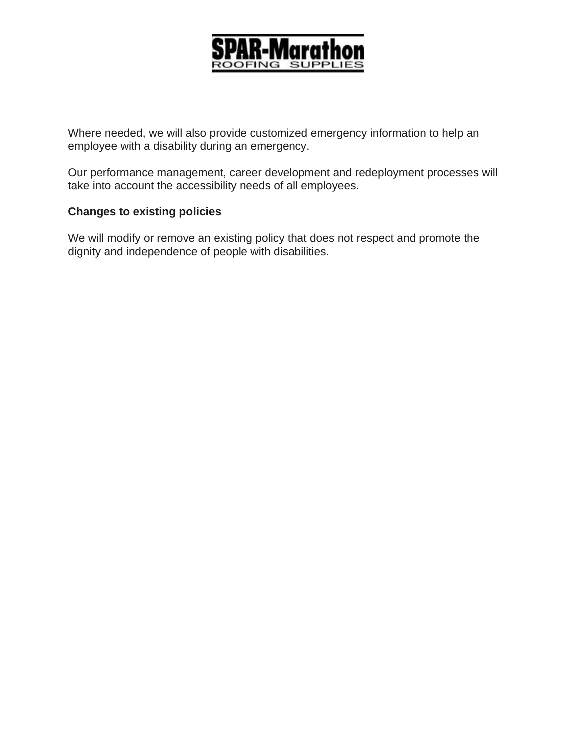Where needed, we will also provide customized emergency information to help an employee with a disability during an emergency.

Our performance management, career development and redeployment processes will take into account the accessibility needs of all employees.

**Changes to existing policies**

We will modify or remove an existing policy that does not respect and promote the dignity and independence of people with disabilities.